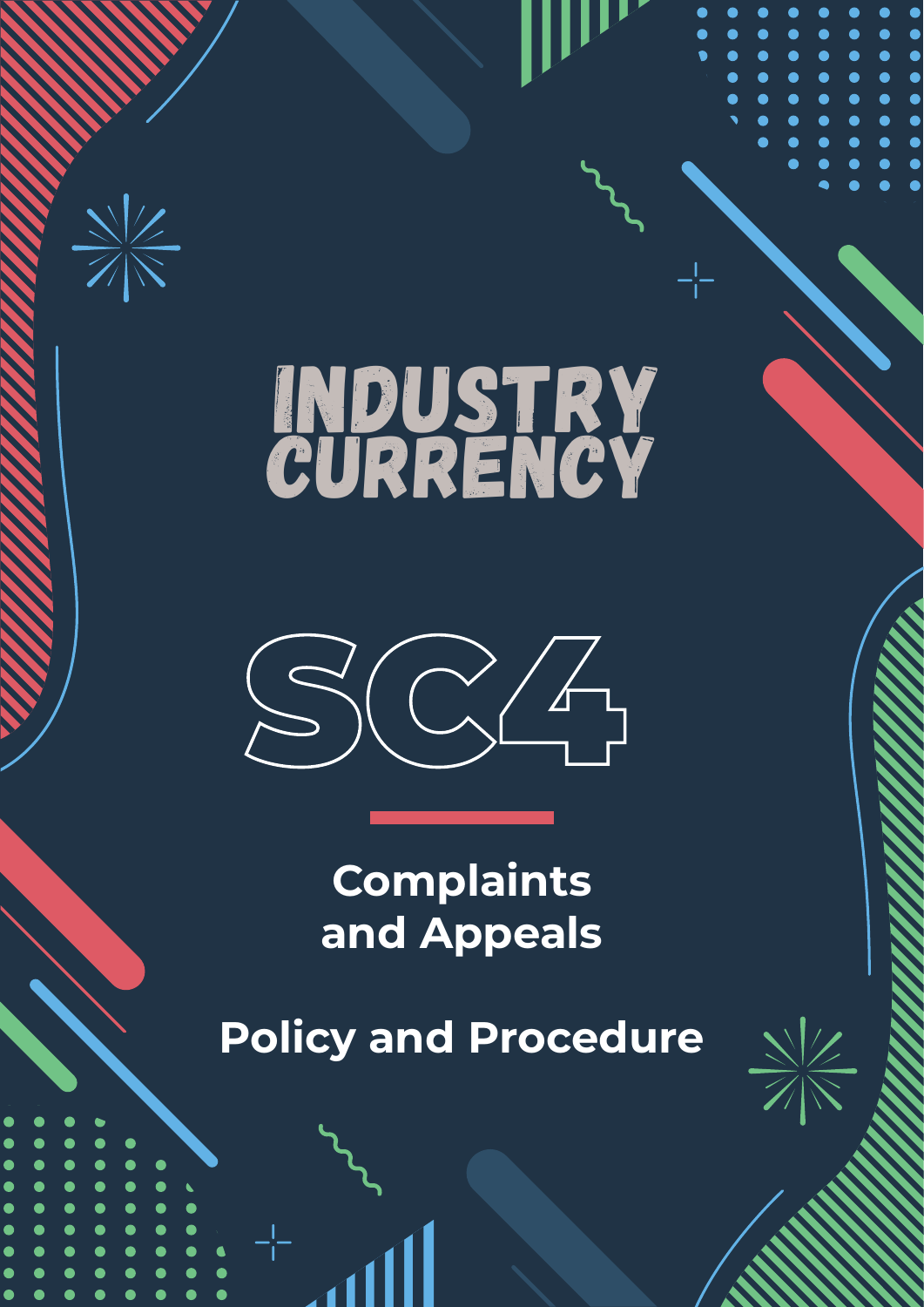# INDUSTRY CURRENCY

# SC4

## Complaints and Appeals

## Policy and Procedure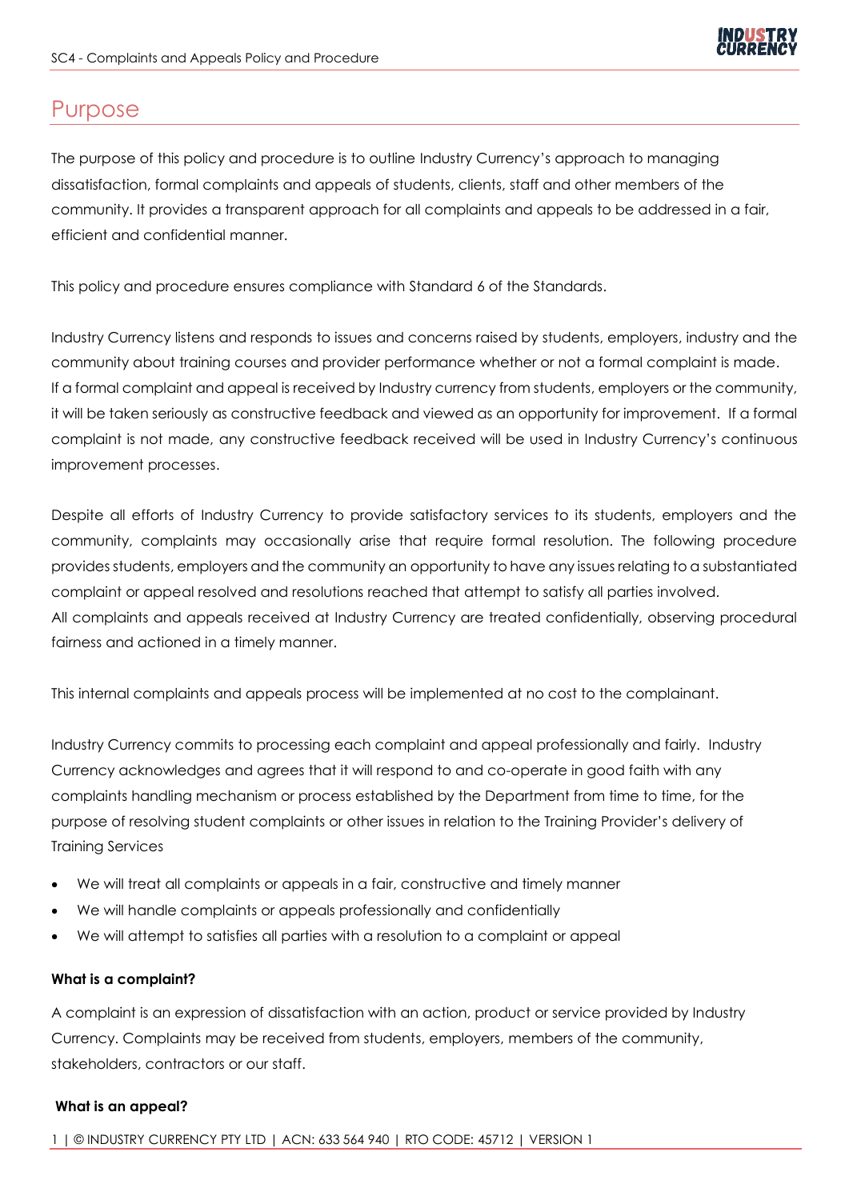# Purpose

The purpose of this policy and procedure is to outline Industry Currency's approach to managing dissatisfaction, formal complaints and appeals of students, clients, staff and other members of the community. It provides a transparent approach for all complaints and appeals to be addressed in a fair, efficient and confidential manner.

This policy and procedure ensures compliance with Standard 6 of the Standards.

Industry Currency listens and responds to issues and concerns raised by students, employers, industry and the community about training courses and provider performance whether or not a formal complaint is made. If a formal complaint and appeal is received by Industry currency from students, employers or the community, it will be taken seriously as constructive feedback and viewed as an opportunity for improvement. If a formal complaint is not made, any constructive feedback received will be used in Industry Currency's continuous improvement processes.

Despite all efforts of Industry Currency to provide satisfactory services to its students, employers and the community, complaints may occasionally arise that require formal resolution. The following procedure provides students, employers and the community an opportunity to have any issues relating to a substantiated complaint or appeal resolved and resolutions reached that attempt to satisfy all parties involved. All complaints and appeals received at Industry Currency are treated confidentially, observing procedural fairness and actioned in a timely manner.

This internal complaints and appeals process will be implemented at no cost to the complainant.

Industry Currency commits to processing each complaint and appeal professionally and fairly. Industry Currency acknowledges and agrees that it will respond to and co-operate in good faith with any complaints handling mechanism or process established by the Department from time to time, for the purpose of resolving student complaints or other issues in relation to the Training Provider's delivery of Training Services

- We will treat all complaints or appeals in a fair, constructive and timely manner
- We will handle complaints or appeals professionally and confidentially
- We will attempt to satisfies all parties with a resolution to a complaint or appeal

**What is a complaint?**

A complaint is an expression of dissatisfaction with an action, product or service provided by Industry Currency. Complaints may be received from students, employers, members of the community, stakeholders, contractors or our staff.

**What is an appeal?**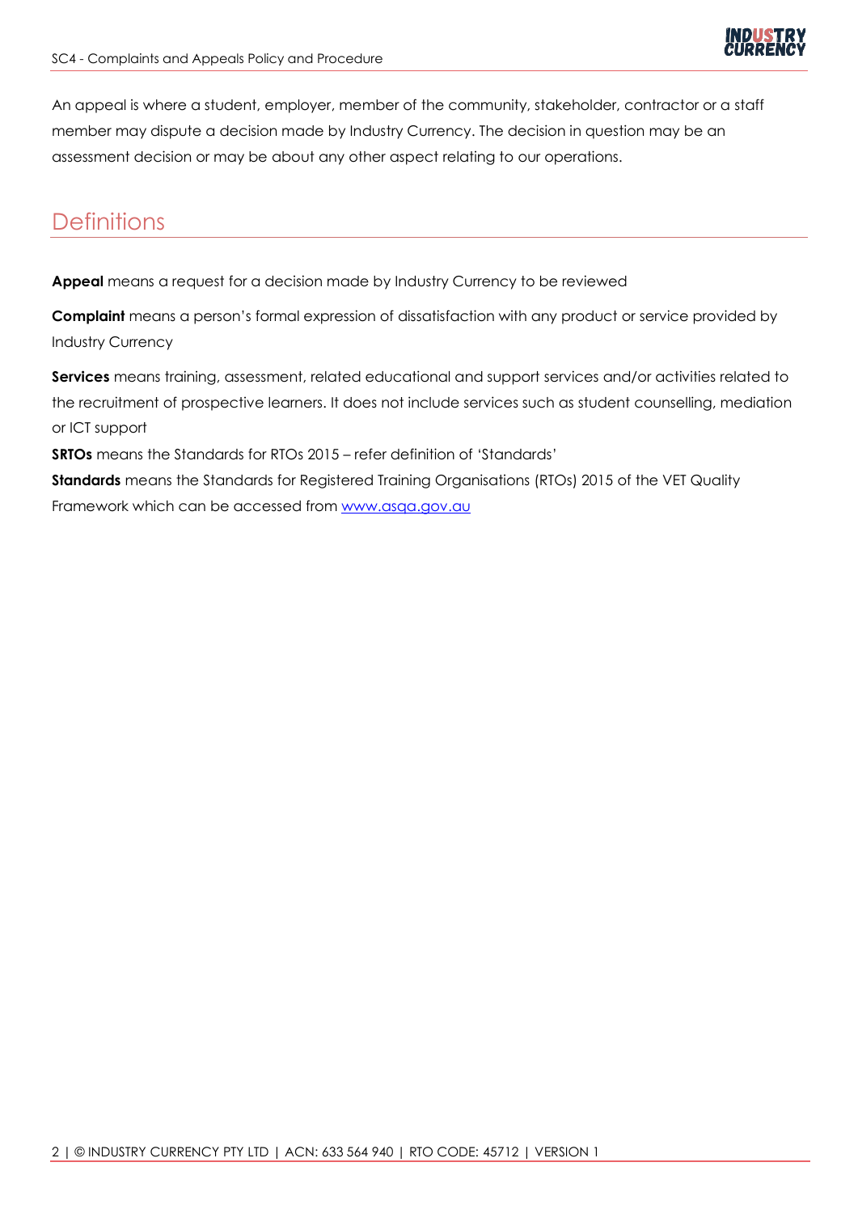An appeal is where a student, employer, member of the community, stakeholder, contractor or a staff member may dispute a decision made by Industry Currency. The decision in question may be an assessment decision or may be about any other aspect relating to our operations.

## Definitions

**Appeal** means a request for a decision made by Industry Currency to be reviewed

**Complaint** means a person's formal expression of dissatisfaction with any product or service provided by Industry Currency

**Services** means training, assessment, related educational and support services and/or activities related to the recruitment of prospective learners. It does not include services such as student counselling, mediation or ICT support

**SRTOs** means the Standards for RTOs 2015 – refer definition of 'Standards'

**Standards** means the Standards for Registered Training Organisations (RTOs) 2015 of the VET Quality Framework which can be accessed from [www.asqa.gov.au](http://www.asqa.gov.au)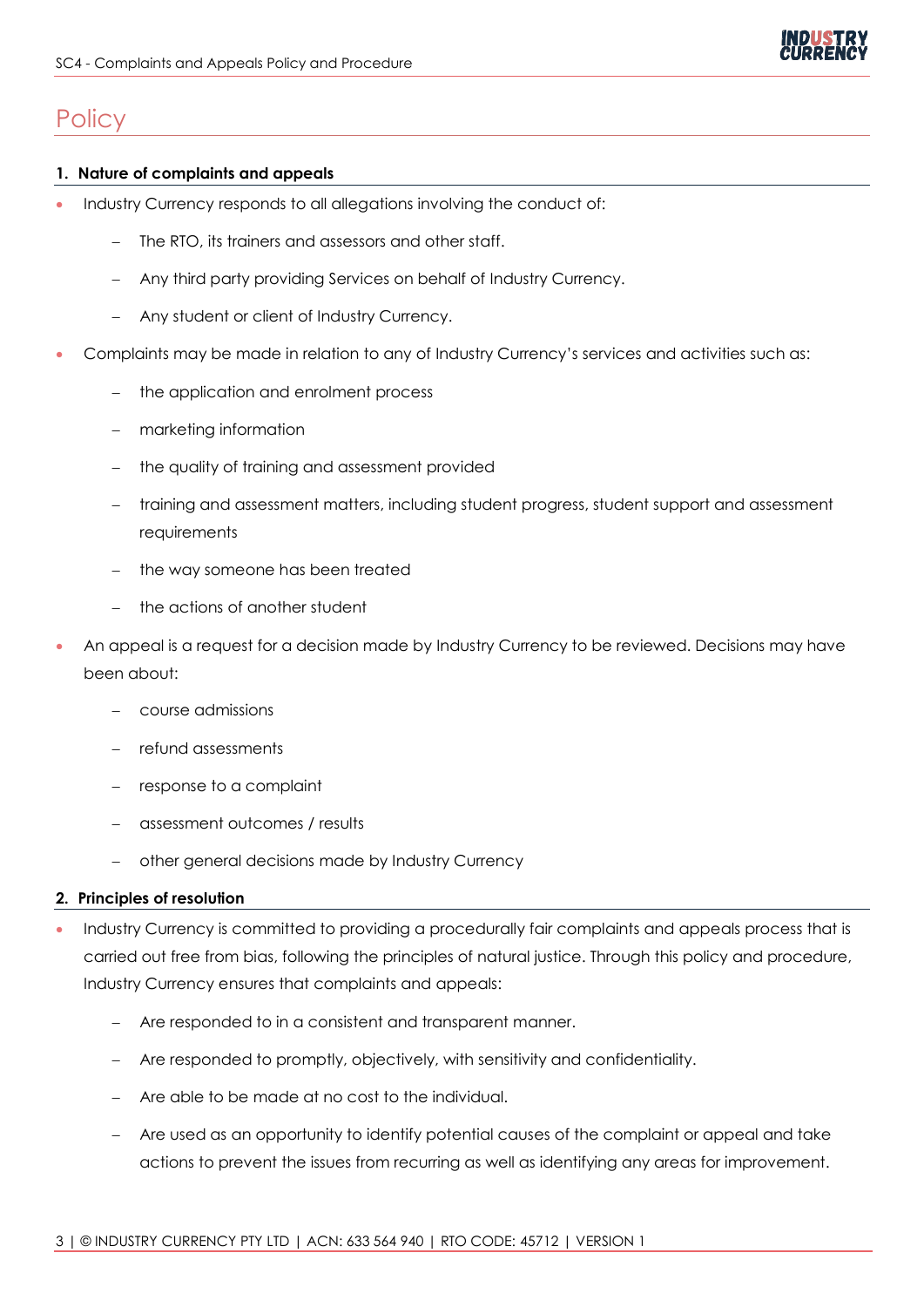# Policy

## 1. Nature of complaints and appeals

- Industry Currency responds to all allegations involving the conduct of:
  - The RTO, its trainers and assessors and other staff.
  - Any third party providing Services on behalf of Industry Currency.
  - Any student or client of Industry Currency.
- Complaints may be made in relation to any of Industry Currency's services and activities such as:
  - the application and enrolment process
  - marketing information
  - the quality of training and assessment provided
  - training and assessment matters, including student progress, student support and assessment requirements
  - the way someone has been treated
  - the actions of another student
- An appeal is a request for a decision made by Industry Currency to be reviewed. Decisions may have been about:
  - course admissions
  - refund assessments
  - response to a complaint
  - assessment outcomes / results
  - other general decisions made by Industry Currency

## 2. Principles of resolution

- Industry Currency is committed to providing a procedurally fair complaints and appeals process that is carried out free from bias, following the principles of natural justice. Through this policy and procedure, Industry Currency ensures that complaints and appeals:
  - Are responded to in a consistent and transparent manner.
  - Are responded to promptly, objectively, with sensitivity and confidentiality.
  - Are able to be made at no cost to the individual.
  - Are used as an opportunity to identify potential causes of the complaint or appeal and take actions to prevent the issues from recurring as well as identifying any areas for improvement.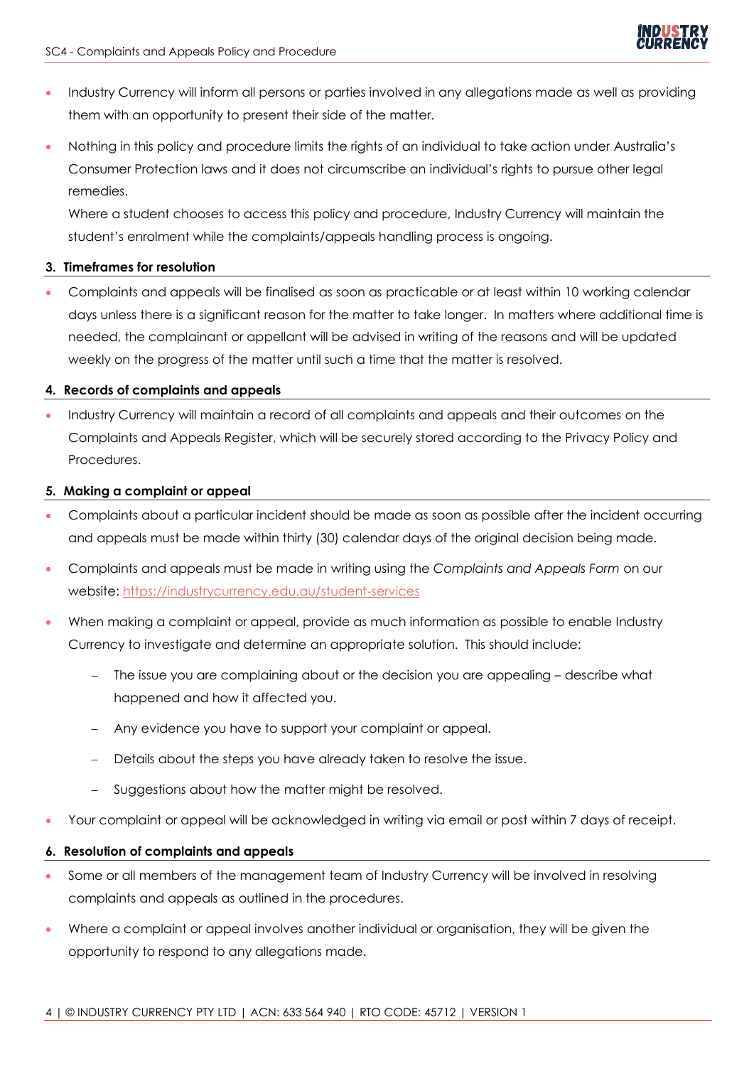- Industry Currency will inform all persons or parties involved in any allegations made as well as providing them with an opportunity to present their side of the matter.
- Nothing in this policy and procedure limits the rights of an individual to take action under Australia's Consumer Protection laws and it does not circumscribe an individual's rights to pursue other legal remedies.

  Where a student chooses to access this policy and procedure, Industry Currency will maintain the student's enrolment while the complaints/appeals handling process is ongoing.

### 3. Timeframes for resolution

- Complaints and appeals will be finalised as soon as practicable or at least within 10 working calendar days unless there is a significant reason for the matter to take longer. In matters where additional time is needed, the complainant or appellant will be advised in writing of the reasons and will be updated weekly on the progress of the matter until such a time that the matter is resolved.

### 4. Records of complaints and appeals

- Industry Currency will maintain a record of all complaints and appeals and their outcomes on the Complaints and Appeals Register, which will be securely stored according to the Privacy Policy and Procedures.

### 5. Making a complaint or appeal

- Complaints about a particular incident should be made as soon as possible after the incident occurring and appeals must be made within thirty (30) calendar days of the original decision being made.
- Complaints and appeals must be made in writing using the *Complaints and Appeals Form* on our website: https://industrycurrency.edu.au/student-services
- When making a complaint or appeal, provide as much information as possible to enable Industry Currency to investigate and determine an appropriate solution. This should include:
  - The issue you are complaining about or the decision you are appealing – describe what happened and how it affected you.
  - Any evidence you have to support your complaint or appeal.
  - Details about the steps you have already taken to resolve the issue.
  - Suggestions about how the matter might be resolved.
- Your complaint or appeal will be acknowledged in writing via email or post within 7 days of receipt.

### 6. Resolution of complaints and appeals

- Some or all members of the management team of Industry Currency will be involved in resolving complaints and appeals as outlined in the procedures.
- Where a complaint or appeal involves another individual or organisation, they will be given the opportunity to respond to any allegations made.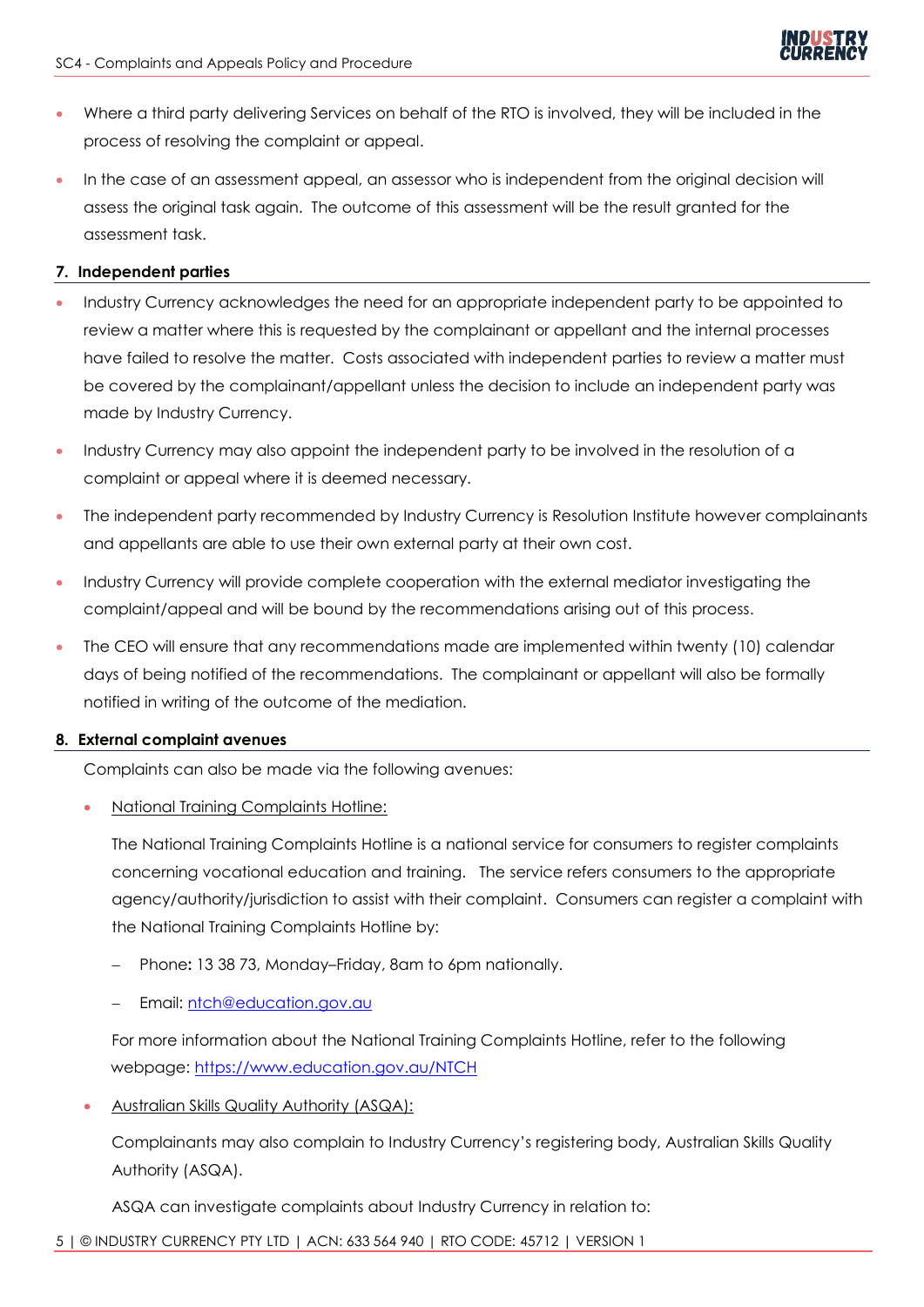- Where a third party delivering Services on behalf of the RTO is involved, they will be included in the process of resolving the complaint or appeal.
- In the case of an assessment appeal, an assessor who is independent from the original decision will assess the original task again. The outcome of this assessment will be the result granted for the assessment task.

## 7. Independent parties

- Industry Currency acknowledges the need for an appropriate independent party to be appointed to review a matter where this is requested by the complainant or appellant and the internal processes have failed to resolve the matter. Costs associated with independent parties to review a matter must be covered by the complainant/appellant unless the decision to include an independent party was made by Industry Currency.
- Industry Currency may also appoint the independent party to be involved in the resolution of a complaint or appeal where it is deemed necessary.
- The independent party recommended by Industry Currency is Resolution Institute however complainants and appellants are able to use their own external party at their own cost.
- Industry Currency will provide complete cooperation with the external mediator investigating the complaint/appeal and will be bound by the recommendations arising out of this process.
- The CEO will ensure that any recommendations made are implemented within twenty (10) calendar days of being notified of the recommendations. The complainant or appellant will also be formally notified in writing of the outcome of the mediation.

## 8. External complaint avenues

Complaints can also be made via the following avenues:

- National Training Complaints Hotline:

  The National Training Complaints Hotline is a national service for consumers to register complaints concerning vocational education and training. The service refers consumers to the appropriate agency/authority/jurisdiction to assist with their complaint. Consumers can register a complaint with the National Training Complaints Hotline by:

  - Phone**:** 13 38 73, Monday–Friday, 8am to 6pm nationally.
  - Email: ntch@education.gov.au

  For more information about the National Training Complaints Hotline, refer to the following webpage: https://www.education.gov.au/NTCH

- Australian Skills Quality Authority (ASQA):

  Complainants may also complain to Industry Currency's registering body, Australian Skills Quality Authority (ASQA).

  ASQA can investigate complaints about Industry Currency in relation to: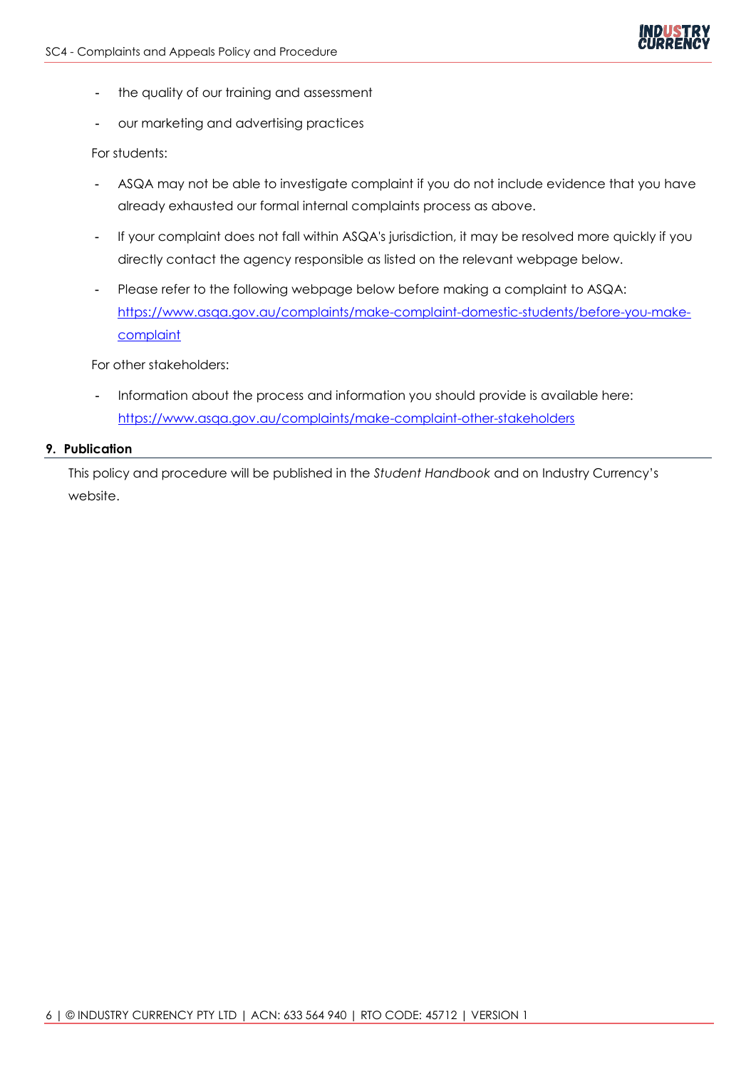- the quality of our training and assessment
- our marketing and advertising practices

For students:

- ASQA may not be able to investigate complaint if you do not include evidence that you have already exhausted our formal internal complaints process as above.
- If your complaint does not fall within ASQA's jurisdiction, it may be resolved more quickly if you directly contact the agency responsible as listed on the relevant webpage below.
- Please refer to the following webpage below before making a complaint to ASQA: [https://www.asqa.gov.au/complaints/make-complaint-domestic-students/before-you-make-complaint](https://www.asqa.gov.au/complaints/make-complaint-domestic-students/before-you-make-complaint)

For other stakeholders:

- Information about the process and information you should provide is available here: [https://www.asqa.gov.au/complaints/make-complaint-other-stakeholders](https://www.asqa.gov.au/complaints/make-complaint-other-stakeholders)

## 9. Publication

This policy and procedure will be published in the *Student Handbook* and on Industry Currency's website.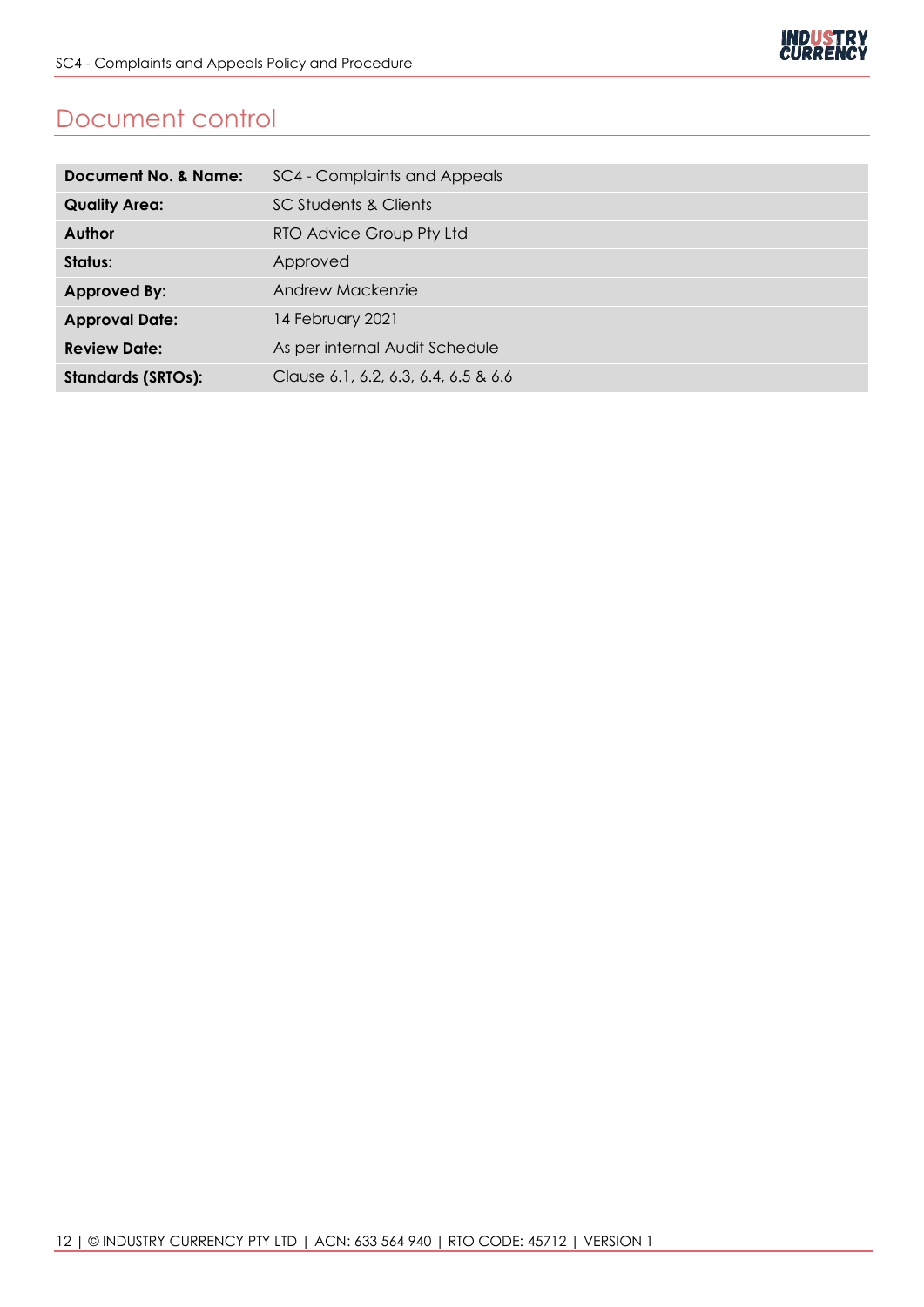# Document control

| | |
|---|---|
| **Document No. & Name:** | SC4 - Complaints and Appeals |
| **Quality Area:** | SC Students & Clients |
| **Author** | RTO Advice Group Pty Ltd |
| **Status:** | Approved |
| **Approved By:** | Andrew Mackenzie |
| **Approval Date:** | 14 February 2021 |
| **Review Date:** | As per internal Audit Schedule |
| **Standards (SRTOs):** | Clause 6.1, 6.2, 6.3, 6.4, 6.5 & 6.6 |